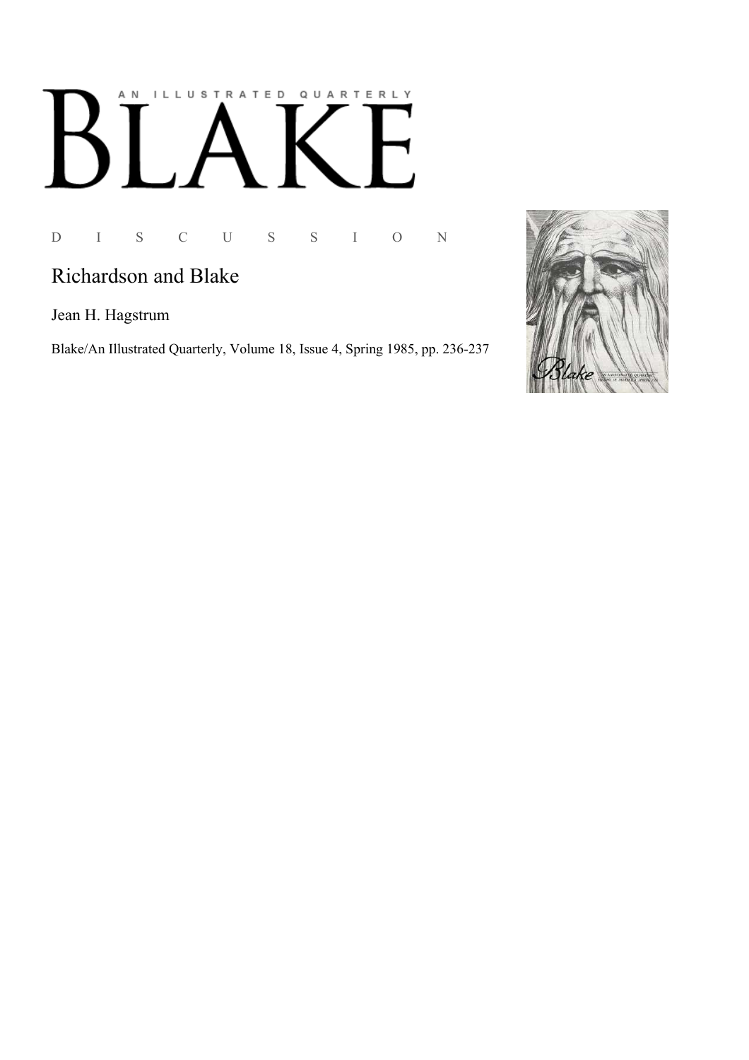AN ILLUSTRATED QUARTERLY

# BLAKE

D I S C U S S I O N

## Richardson and Blake

Jean H. Hagstrum

Blake/An Illustrated Quarterly, Volume 18, Issue 4, Spring 1985, pp. 236-237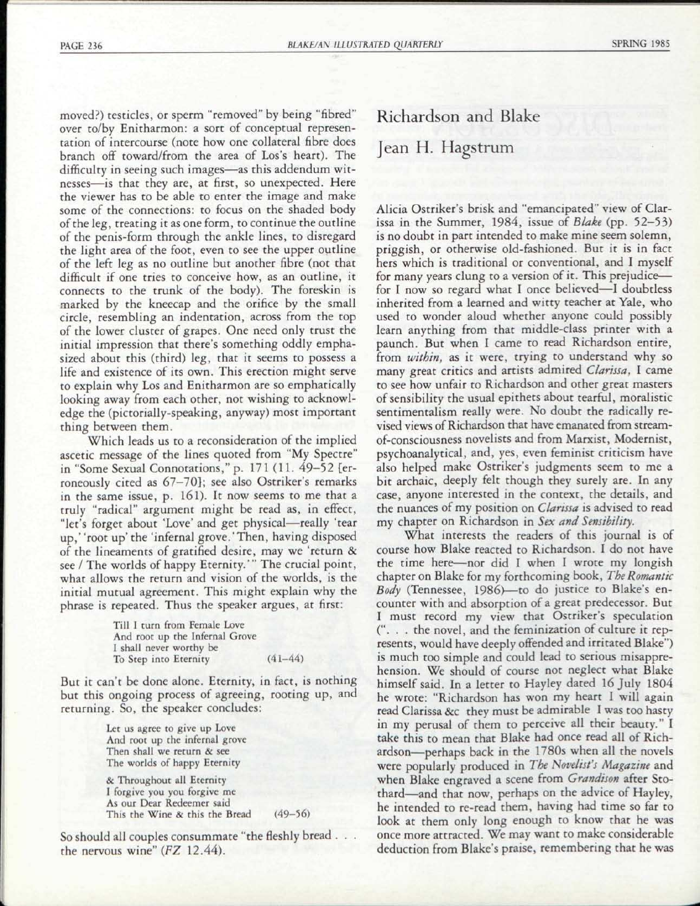moved?) testicles, or sperm "removed" by being "fibred" over to/by Enitharmon: a sort of conceptual representation of intercourse (note how one collateral fibre does branch off toward/from the area of Los's heart). The difficulty in seeing such images—as this addendum witnesses—is that they are, at first, so unexpected. Here the viewer has to be able to enter the image and make some of the connections: to focus on the shaded body of the leg, treating it as one form, to continue the outline of the penis-form through the ankle lines, to disregard the light area of the foot, even to see the upper outline of the left leg as no outline but another fibre (not that difficult if one tries to conceive how, as an outline, it connects to the trunk of the body). The foreskin is marked by the kneecap and the orifice by the small circle, resembling an indentation, across from the top of the lower cluster of grapes. One need only trust the initial impression that there's something oddly emphasized about this (third) leg, that it seems to possess a life and existence of its own. This erection might serve to explain why Los and Enitharmon are so emphatically looking away from each other, not wishing to acknowledge the (pictorially-speaking, anyway) most important thing between them.

Which leads us to a reconsideration of the implied ascetic message of the lines quoted from "My Spectre" in "Some Sexual Connotations," p. 171 (11. 49–52 [erroneously cited as 67–70]; see also Ostriker's remarks in the same issue, p. 161). It now seems to me that a truly "radical" argument might be read as, in effect, "let's forget about 'Love' and get physical—really 'tear up,' 'root up' the 'infernal grove.' Then, having disposed of the lineaments of gratified desire, may we 'return & see / The worlds of happy Eternity.'" The crucial point, what allows the return and vision of the worlds, is the initial mutual agreement. This might explain why the phrase is repeated. Thus the speaker argues, at first:

> Till I turn from Female Love
> And root up the Infernal Grove
> I shall never worthy be
> To Step into Eternity (41–44)

But it can't be done alone. Eternity, in fact, is nothing but this ongoing process of agreeing, rooting up, and returning. So, the speaker concludes:

> Let us agree to give up Love
> And root up the infernal grove
> Then shall we return & see
> The worlds of happy Eternity
>
> & Throughout all Eternity
> I forgive you you forgive me
> As our Dear Redeemer said
> This the Wine & this the Bread (49–56)

So should all couples consummate "the fleshly bread . . . the nervous wine" (*FZ* 12.44).

## Richardson and Blake

### Jean H. Hagstrum

Alicia Ostriker's brisk and "emancipated" view of Clarissa in the Summer, 1984, issue of *Blake* (pp. 52–53) is no doubt in part intended to make mine seem solemn, priggish, or otherwise old-fashioned. But it is in fact hers which is traditional or conventional, and I myself for many years clung to a version of it. This prejudice—for I now so regard what I once believed—I doubtless inherited from a learned and witty teacher at Yale, who used to wonder aloud whether anyone could possibly learn anything from that middle-class printer with a paunch. But when I came to read Richardson entire, from *within,* as it were, trying to understand why so many great critics and artists admired *Clarissa,* I came to see how unfair to Richardson and other great masters of sensibility the usual epithets about tearful, moralistic sentimentalism really were. No doubt the radically revised views of Richardson that have emanated from stream-of-consciousness novelists and from Marxist, Modernist, psychoanalytical, and, yes, even feminist criticism have also helped make Ostriker's judgments seem to me a bit archaic, deeply felt though they surely are. In any case, anyone interested in the context, the details, and the nuances of my position on *Clarissa* is advised to read my chapter on Richardson in *Sex and Sensibility.*

What interests the readers of this journal is of course how Blake reacted to Richardson. I do not have the time here—nor did I when I wrote my longish chapter on Blake for my forthcoming book, *The Romantic Body* (Tennessee, 1986)—to do justice to Blake's encounter with and absorption of a great predecessor. But I must record my view that Ostriker's speculation (". . . the novel, and the feminization of culture it represents, would have deeply offended and irritated Blake") is much too simple and could lead to serious misapprehension. We should of course not neglect what Blake himself said. In a letter to Hayley dated 16 July 1804 he wrote: "Richardson has won my heart I will again read Clarissa &c they must be admirable I was too hasty in my perusal of them to perceive all their beauty." I take this to mean that Blake had once read all of Richardson—perhaps back in the 1780s when all the novels were popularly produced in *The Novelist's Magazine* and when Blake engraved a scene from *Grandison* after Stothard—and that now, perhaps on the advice of Hayley, he intended to re-read them, having had time so far to look at them only long enough to know that he was once more attracted. We may want to make considerable deduction from Blake's praise, remembering that he was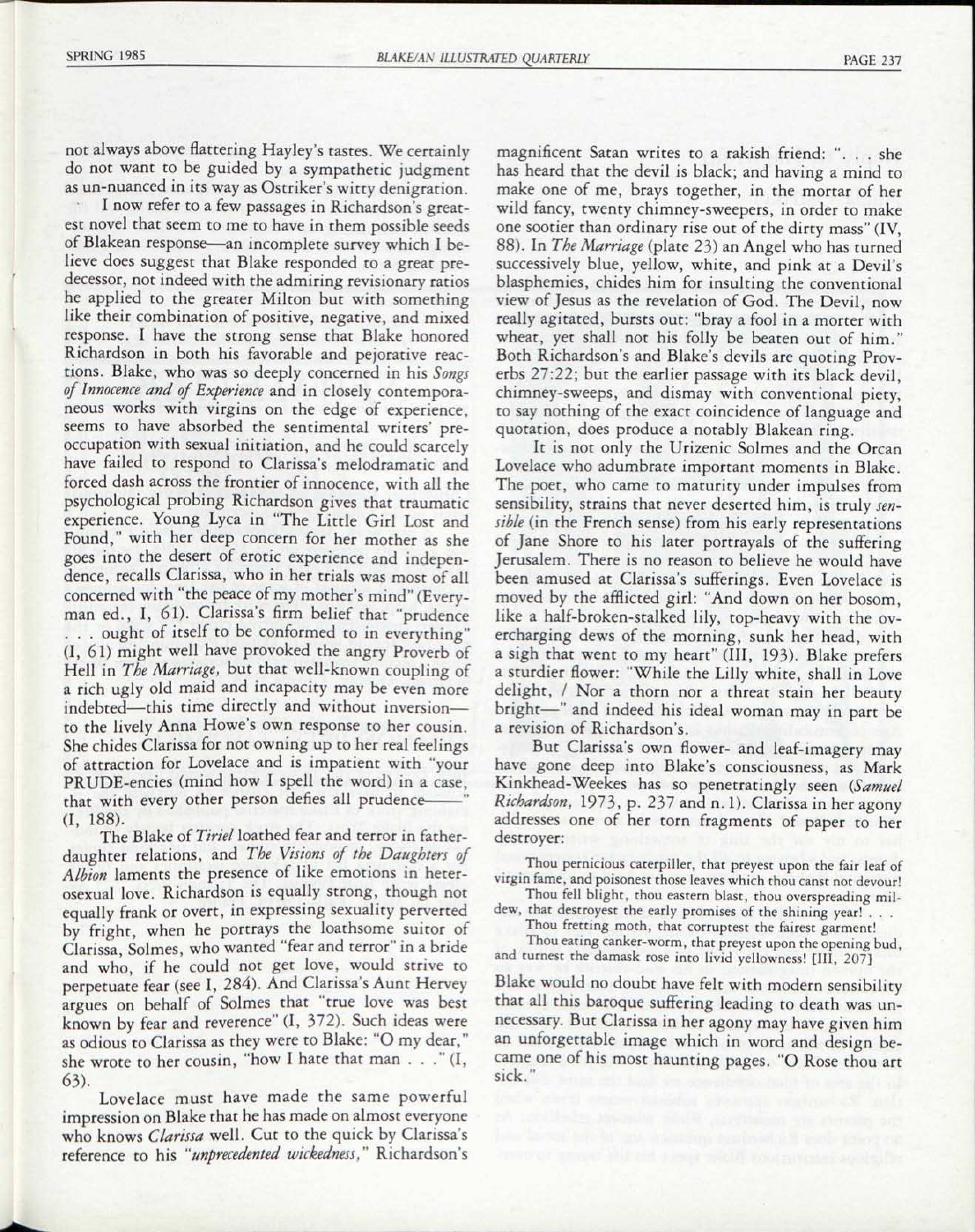not always above flattering Hayley's tastes. We certainly do not want to be guided by a sympathetic judgment as un-nuanced in its way as Ostriker's witty denigration.

I now refer to a few passages in Richardson's greatest novel that seem to me to have in them possible seeds of Blakean response—an incomplete survey which I believe does suggest that Blake responded to a great predecessor, not indeed with the admiring revisionary ratios he applied to the greater Milton but with something like their combination of positive, negative, and mixed response. I have the strong sense that Blake honored Richardson in both his favorable and pejorative reactions. Blake, who was so deeply concerned in his *Songs of Innocence and of Experience* and in closely contemporaneous works with virgins on the edge of experience, seems to have absorbed the sentimental writers' preoccupation with sexual initiation, and he could scarcely have failed to respond to Clarissa's melodramatic and forced dash across the frontier of innocence, with all the psychological probing Richardson gives that traumatic experience. Young Lyca in "The Little Girl Lost and Found," with her deep concern for her mother as she goes into the desert of erotic experience and independence, recalls Clarissa, who in her trials was most of all concerned with "the peace of my mother's mind" (Everyman ed., I, 61). Clarissa's firm belief that "prudence . . . ought of itself to be conformed to in everything" (I, 61) might well have provoked the angry Proverb of Hell in *The Marriage*, but that well-known coupling of a rich ugly old maid and incapacity may be even more indebted—this time directly and without inversion—to the lively Anna Howe's own response to her cousin. She chides Clarissa for not owning up to her real feelings of attraction for Lovelace and is impatient with "your PRUDE-encies (mind how I spell the word) in a case, that with every other person defies all prudence——" (I, 188).

The Blake of *Tiriel* loathed fear and terror in father-daughter relations, and *The Visions of the Daughters of Albion* laments the presence of like emotions in heterosexual love. Richardson is equally strong, though not equally frank or overt, in expressing sexuality perverted by fright, when he portrays the loathsome suitor of Clarissa, Solmes, who wanted "fear and terror" in a bride and who, if he could not get love, would strive to perpetuate fear (see I, 284). And Clarissa's Aunt Hervey argues on behalf of Solmes that "true love was best known by fear and reverence" (I, 372). Such ideas were as odious to Clarissa as they were to Blake: "O my dear," she wrote to her cousin, "how I hate that man . . ." (I, 63).

Lovelace must have made the same powerful impression on Blake that he has made on almost everyone who knows *Clarissa* well. Cut to the quick by Clarissa's reference to his "*unprecedented wickedness*," Richardson's magnificent Satan writes to a rakish friend: ". . . she has heard that the devil is black; and having a mind to make one of me, brays together, in the mortar of her wild fancy, twenty chimney-sweepers, in order to make one sootier than ordinary rise out of the dirty mass" (IV, 88). In *The Marriage* (plate 23) an Angel who has turned successively blue, yellow, white, and pink at a Devil's blasphemies, chides him for insulting the conventional view of Jesus as the revelation of God. The Devil, now really agitated, bursts out: "bray a fool in a morter with wheat, yet shall not his folly be beaten out of him." Both Richardson's and Blake's devils are quoting Proverbs 27:22; but the earlier passage with its black devil, chimney-sweeps, and dismay with conventional piety, to say nothing of the exact coincidence of language and quotation, does produce a notably Blakean ring.

It is not only the Urizenic Solmes and the Orcan Lovelace who adumbrate important moments in Blake. The poet, who came to maturity under impulses from sensibility, strains that never deserted him, is truly *sensible* (in the French sense) from his early representations of Jane Shore to his later portrayals of the suffering Jerusalem. There is no reason to believe he would have been amused at Clarissa's sufferings. Even Lovelace is moved by the afflicted girl: "And down on her bosom, like a half-broken-stalked lily, top-heavy with the overcharging dews of the morning, sunk her head, with a sigh that went to my heart" (III, 193). Blake prefers a sturdier flower: "While the Lilly white, shall in Love delight, / Nor a thorn nor a threat stain her beauty bright—" and indeed his ideal woman may in part be a revision of Richardson's.

But Clarissa's own flower- and leaf-imagery may have gone deep into Blake's consciousness, as Mark Kinkhead-Weekes has so penetratingly seen (*Samuel Richardson*, 1973, p. 237 and n. 1). Clarissa in her agony addresses one of her torn fragments of paper to her destroyer:

> Thou pernicious caterpiller, that preyest upon the fair leaf of virgin fame, and poisonest those leaves which thou canst not devour!
>
> Thou fell blight, thou eastern blast, thou overspreading mildew, that destroyest the early promises of the shining year! . . .
>
> Thou fretting moth, that corruptest the fairest garment!
>
> Thou eating canker-worm, that preyest upon the opening bud, and turnest the damask rose into livid yellowness! [III, 207]

Blake would no doubt have felt with modern sensibility that all this baroque suffering leading to death was unnecessary. But Clarissa in her agony may have given him an unforgettable image which in word and design became one of his most haunting pages. "O Rose thou art sick."